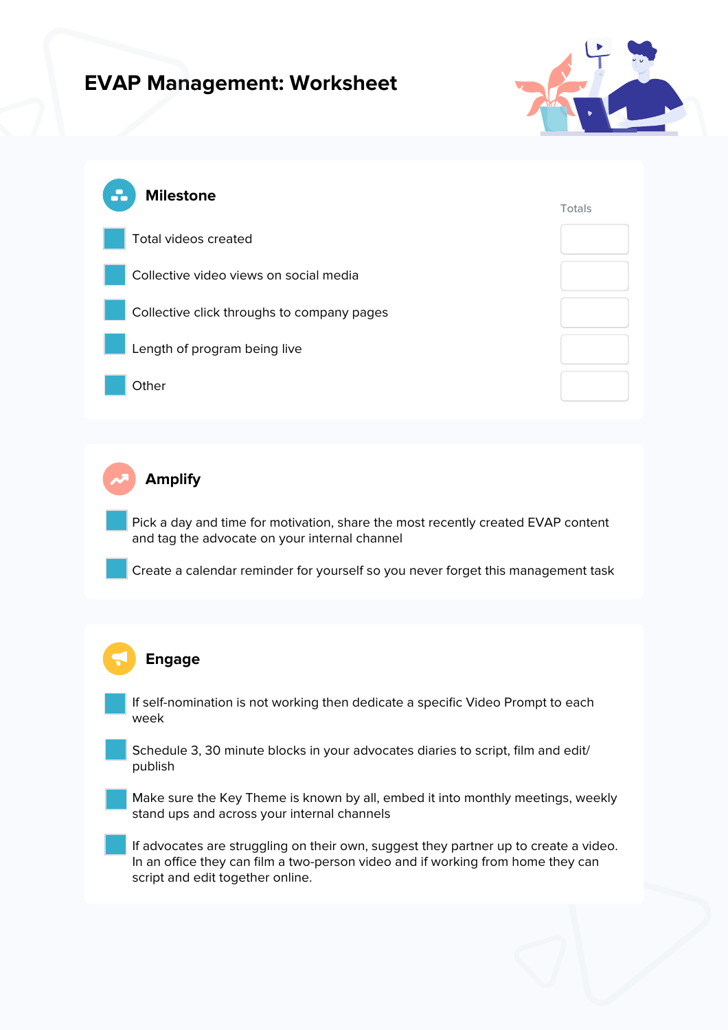# EVAP Management: Worksheet

## Milestone

| | Totals |
|---|---|
| ☐ Total videos created | |
| ☐ Collective video views on social media | |
| ☐ Collective click throughs to company pages | |
| ☐ Length of program being live | |
| ☐ Other | |

## Amplify

- ☐ Pick a day and time for motivation, share the most recently created EVAP content and tag the advocate on your internal channel
- ☐ Create a calendar reminder for yourself so you never forget this management task

## Engage

- ☐ If self-nomination is not working then dedicate a specific Video Prompt to each week
- ☐ Schedule 3, 30 minute blocks in your advocates diaries to script, film and edit/ publish
- ☐ Make sure the Key Theme is known by all, embed it into monthly meetings, weekly stand ups and across your internal channels
- ☐ If advocates are struggling on their own, suggest they partner up to create a video. In an office they can film a two-person video and if working from home they can script and edit together online.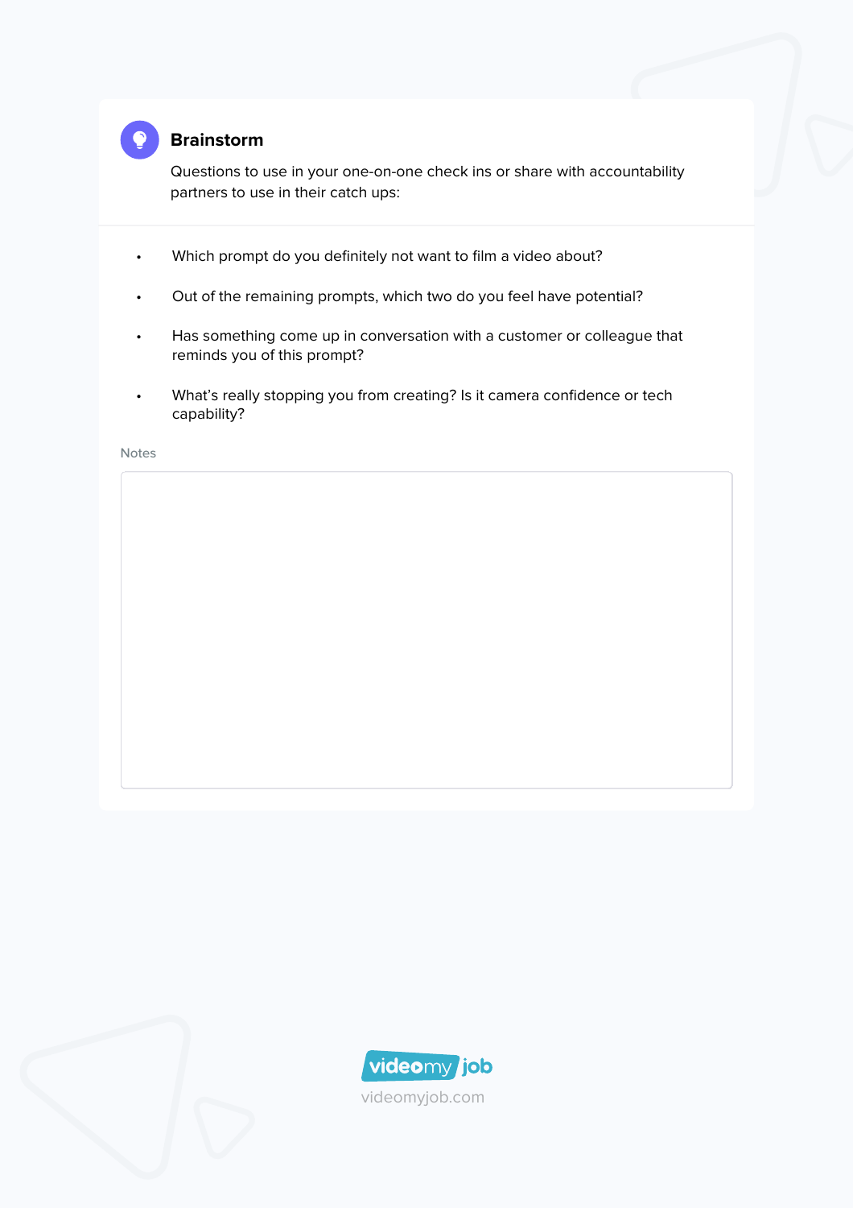## Brainstorm

Questions to use in your one-on-one check ins or share with accountability partners to use in their catch ups:

- Which prompt do you definitely not want to film a video about?
- Out of the remaining prompts, which two do you feel have potential?
- Has something come up in conversation with a customer or colleague that reminds you of this prompt?
- What's really stopping you from creating? Is it camera confidence or tech capability?

Notes

videomyjob

videomyjob.com